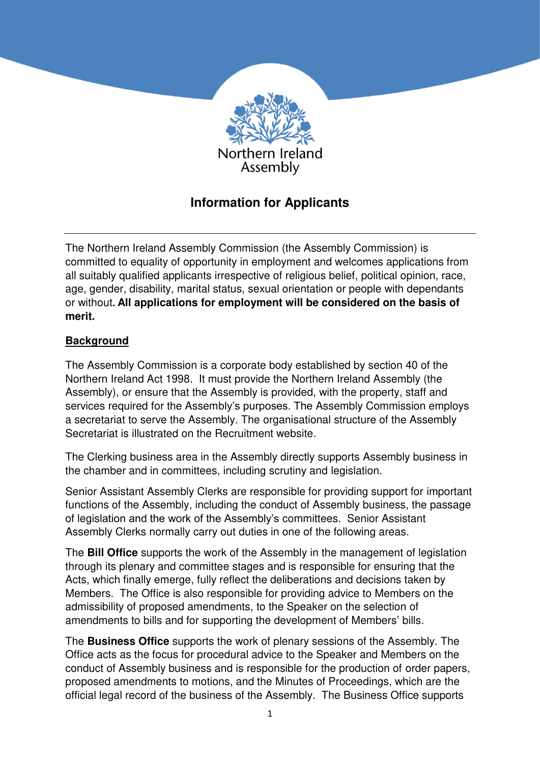Northern Ireland Assembly

# Information for Applicants

The Northern Ireland Assembly Commission (the Assembly Commission) is committed to equality of opportunity in employment and welcomes applications from all suitably qualified applicants irrespective of religious belief, political opinion, race, age, gender, disability, marital status, sexual orientation or people with dependants or without**. All applications for employment will be considered on the basis of merit.**

## Background

The Assembly Commission is a corporate body established by section 40 of the Northern Ireland Act 1998. It must provide the Northern Ireland Assembly (the Assembly), or ensure that the Assembly is provided, with the property, staff and services required for the Assembly's purposes. The Assembly Commission employs a secretariat to serve the Assembly. The organisational structure of the Assembly Secretariat is illustrated on the Recruitment website.

The Clerking business area in the Assembly directly supports Assembly business in the chamber and in committees, including scrutiny and legislation.

Senior Assistant Assembly Clerks are responsible for providing support for important functions of the Assembly, including the conduct of Assembly business, the passage of legislation and the work of the Assembly's committees. Senior Assistant Assembly Clerks normally carry out duties in one of the following areas.

The **Bill Office** supports the work of the Assembly in the management of legislation through its plenary and committee stages and is responsible for ensuring that the Acts, which finally emerge, fully reflect the deliberations and decisions taken by Members. The Office is also responsible for providing advice to Members on the admissibility of proposed amendments, to the Speaker on the selection of amendments to bills and for supporting the development of Members' bills.

The **Business Office** supports the work of plenary sessions of the Assembly. The Office acts as the focus for procedural advice to the Speaker and Members on the conduct of Assembly business and is responsible for the production of order papers, proposed amendments to motions, and the Minutes of Proceedings, which are the official legal record of the business of the Assembly. The Business Office supports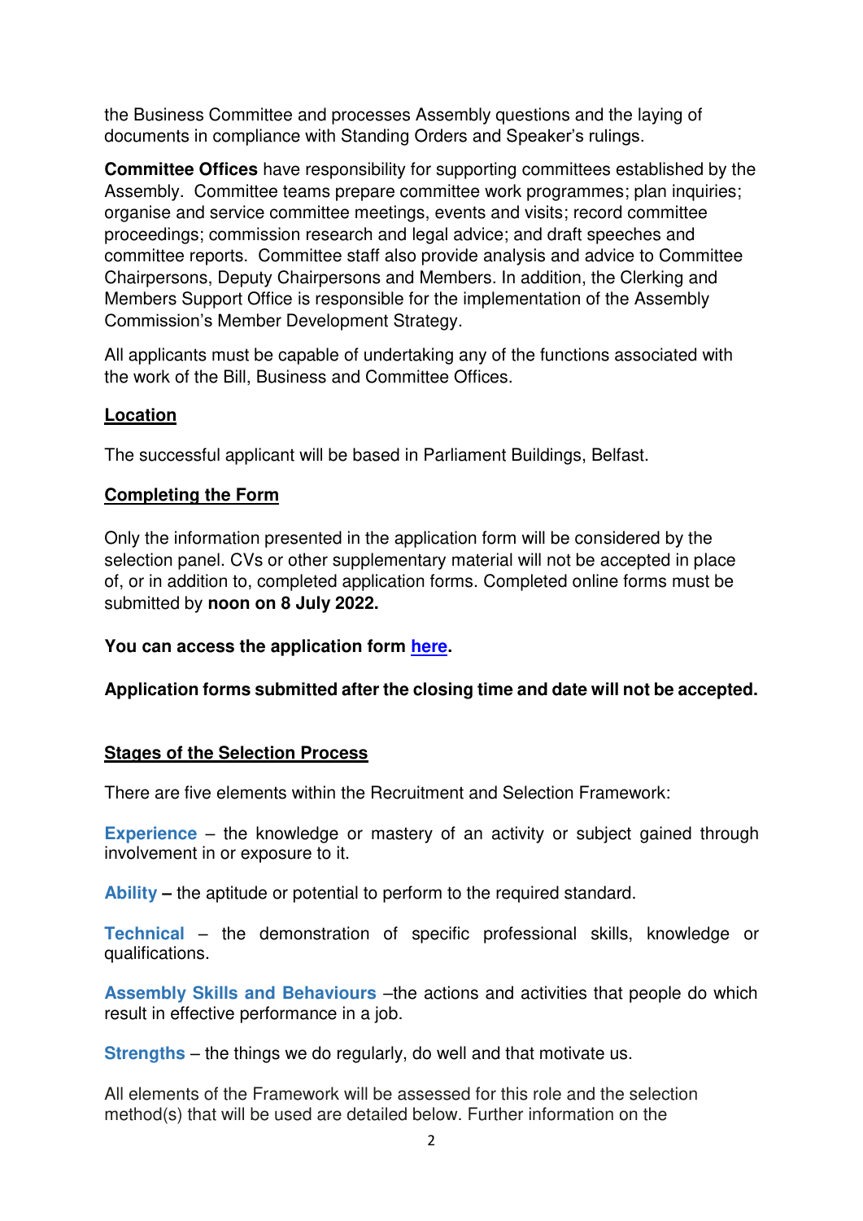the Business Committee and processes Assembly questions and the laying of documents in compliance with Standing Orders and Speaker's rulings.

**Committee Offices** have responsibility for supporting committees established by the Assembly. Committee teams prepare committee work programmes; plan inquiries; organise and service committee meetings, events and visits; record committee proceedings; commission research and legal advice; and draft speeches and committee reports. Committee staff also provide analysis and advice to Committee Chairpersons, Deputy Chairpersons and Members. In addition, the Clerking and Members Support Office is responsible for the implementation of the Assembly Commission's Member Development Strategy.

All applicants must be capable of undertaking any of the functions associated with the work of the Bill, Business and Committee Offices.

## Location

The successful applicant will be based in Parliament Buildings, Belfast.

## Completing the Form

Only the information presented in the application form will be considered by the selection panel. CVs or other supplementary material will not be accepted in place of, or in addition to, completed application forms. Completed online forms must be submitted by **noon on 8 July 2022.**

**You can access the application form here.**

**Application forms submitted after the closing time and date will not be accepted.**

## Stages of the Selection Process

There are five elements within the Recruitment and Selection Framework:

**Experience** – the knowledge or mastery of an activity or subject gained through involvement in or exposure to it.

**Ability –** the aptitude or potential to perform to the required standard.

**Technical** – the demonstration of specific professional skills, knowledge or qualifications.

**Assembly Skills and Behaviours** –the actions and activities that people do which result in effective performance in a job.

**Strengths** – the things we do regularly, do well and that motivate us.

All elements of the Framework will be assessed for this role and the selection method(s) that will be used are detailed below. Further information on the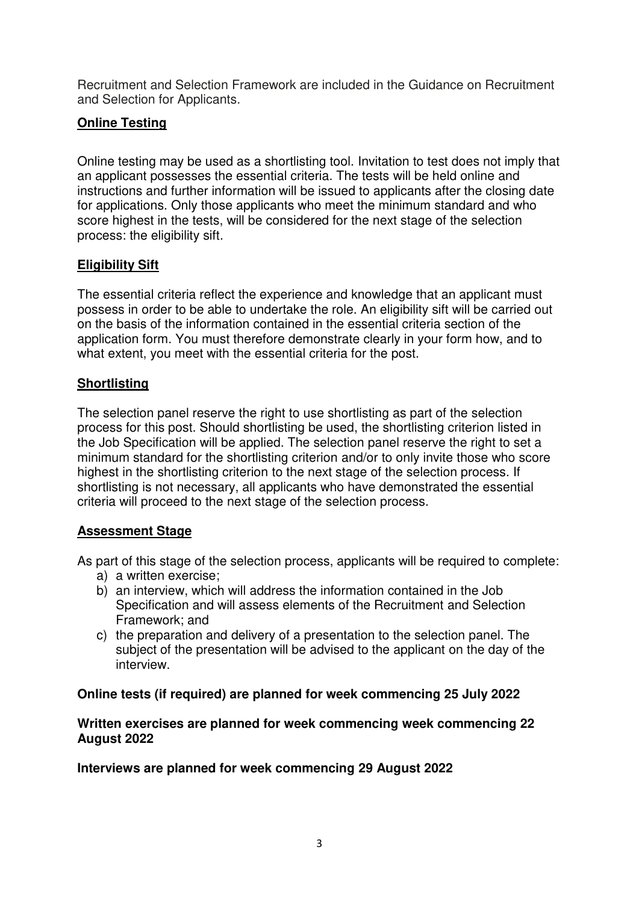Recruitment and Selection Framework are included in the Guidance on Recruitment and Selection for Applicants.

## Online Testing

Online testing may be used as a shortlisting tool. Invitation to test does not imply that an applicant possesses the essential criteria. The tests will be held online and instructions and further information will be issued to applicants after the closing date for applications. Only those applicants who meet the minimum standard and who score highest in the tests, will be considered for the next stage of the selection process: the eligibility sift.

## Eligibility Sift

The essential criteria reflect the experience and knowledge that an applicant must possess in order to be able to undertake the role. An eligibility sift will be carried out on the basis of the information contained in the essential criteria section of the application form. You must therefore demonstrate clearly in your form how, and to what extent, you meet with the essential criteria for the post.

## Shortlisting

The selection panel reserve the right to use shortlisting as part of the selection process for this post. Should shortlisting be used, the shortlisting criterion listed in the Job Specification will be applied. The selection panel reserve the right to set a minimum standard for the shortlisting criterion and/or to only invite those who score highest in the shortlisting criterion to the next stage of the selection process. If shortlisting is not necessary, all applicants who have demonstrated the essential criteria will proceed to the next stage of the selection process.

## Assessment Stage

As part of this stage of the selection process, applicants will be required to complete:

a) a written exercise;
b) an interview, which will address the information contained in the Job Specification and will assess elements of the Recruitment and Selection Framework; and
c) the preparation and delivery of a presentation to the selection panel. The subject of the presentation will be advised to the applicant on the day of the interview.

**Online tests (if required) are planned for week commencing 25 July 2022**

**Written exercises are planned for week commencing week commencing 22 August 2022**

**Interviews are planned for week commencing 29 August 2022**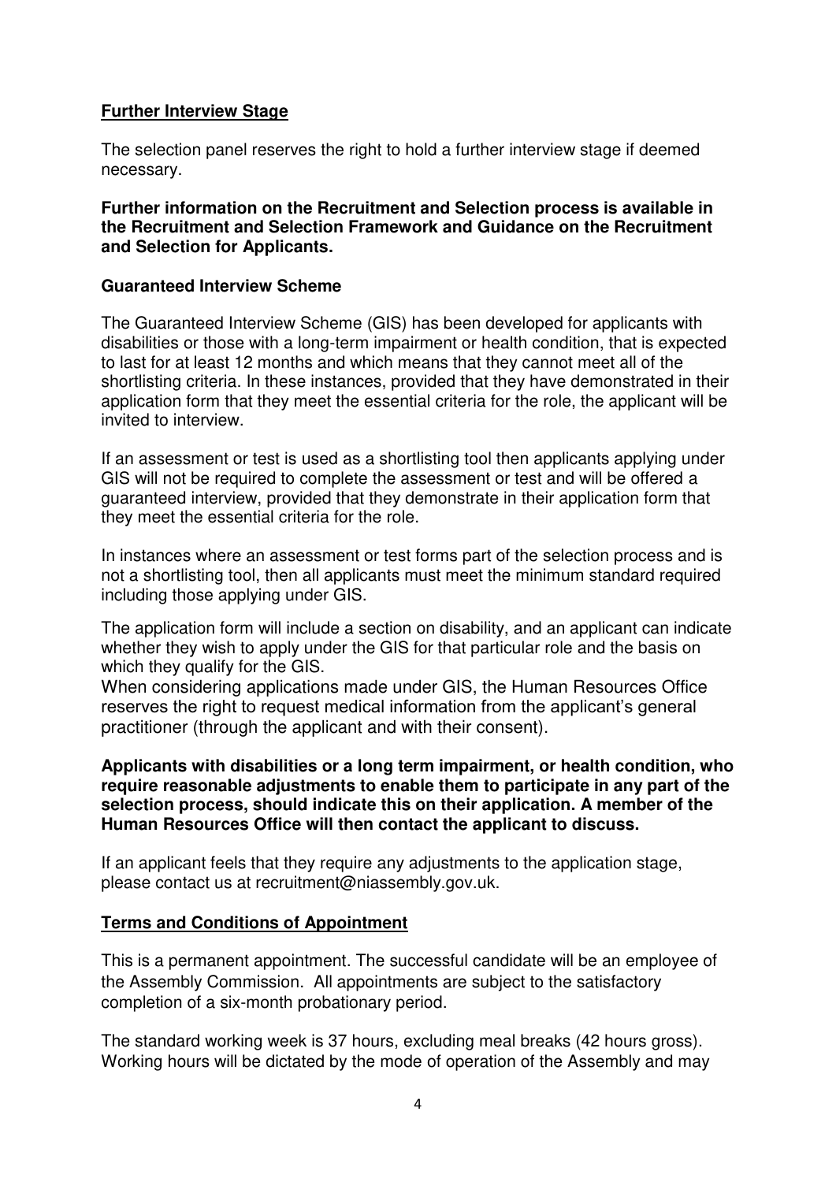## Further Interview Stage

The selection panel reserves the right to hold a further interview stage if deemed necessary.

**Further information on the Recruitment and Selection process is available in the Recruitment and Selection Framework and Guidance on the Recruitment and Selection for Applicants.**

### Guaranteed Interview Scheme

The Guaranteed Interview Scheme (GIS) has been developed for applicants with disabilities or those with a long-term impairment or health condition, that is expected to last for at least 12 months and which means that they cannot meet all of the shortlisting criteria. In these instances, provided that they have demonstrated in their application form that they meet the essential criteria for the role, the applicant will be invited to interview.

If an assessment or test is used as a shortlisting tool then applicants applying under GIS will not be required to complete the assessment or test and will be offered a guaranteed interview, provided that they demonstrate in their application form that they meet the essential criteria for the role.

In instances where an assessment or test forms part of the selection process and is not a shortlisting tool, then all applicants must meet the minimum standard required including those applying under GIS.

The application form will include a section on disability, and an applicant can indicate whether they wish to apply under the GIS for that particular role and the basis on which they qualify for the GIS.
When considering applications made under GIS, the Human Resources Office reserves the right to request medical information from the applicant's general practitioner (through the applicant and with their consent).

**Applicants with disabilities or a long term impairment, or health condition, who require reasonable adjustments to enable them to participate in any part of the selection process, should indicate this on their application. A member of the Human Resources Office will then contact the applicant to discuss.**

If an applicant feels that they require any adjustments to the application stage, please contact us at recruitment@niassembly.gov.uk.

## Terms and Conditions of Appointment

This is a permanent appointment. The successful candidate will be an employee of the Assembly Commission. All appointments are subject to the satisfactory completion of a six-month probationary period.

The standard working week is 37 hours, excluding meal breaks (42 hours gross). Working hours will be dictated by the mode of operation of the Assembly and may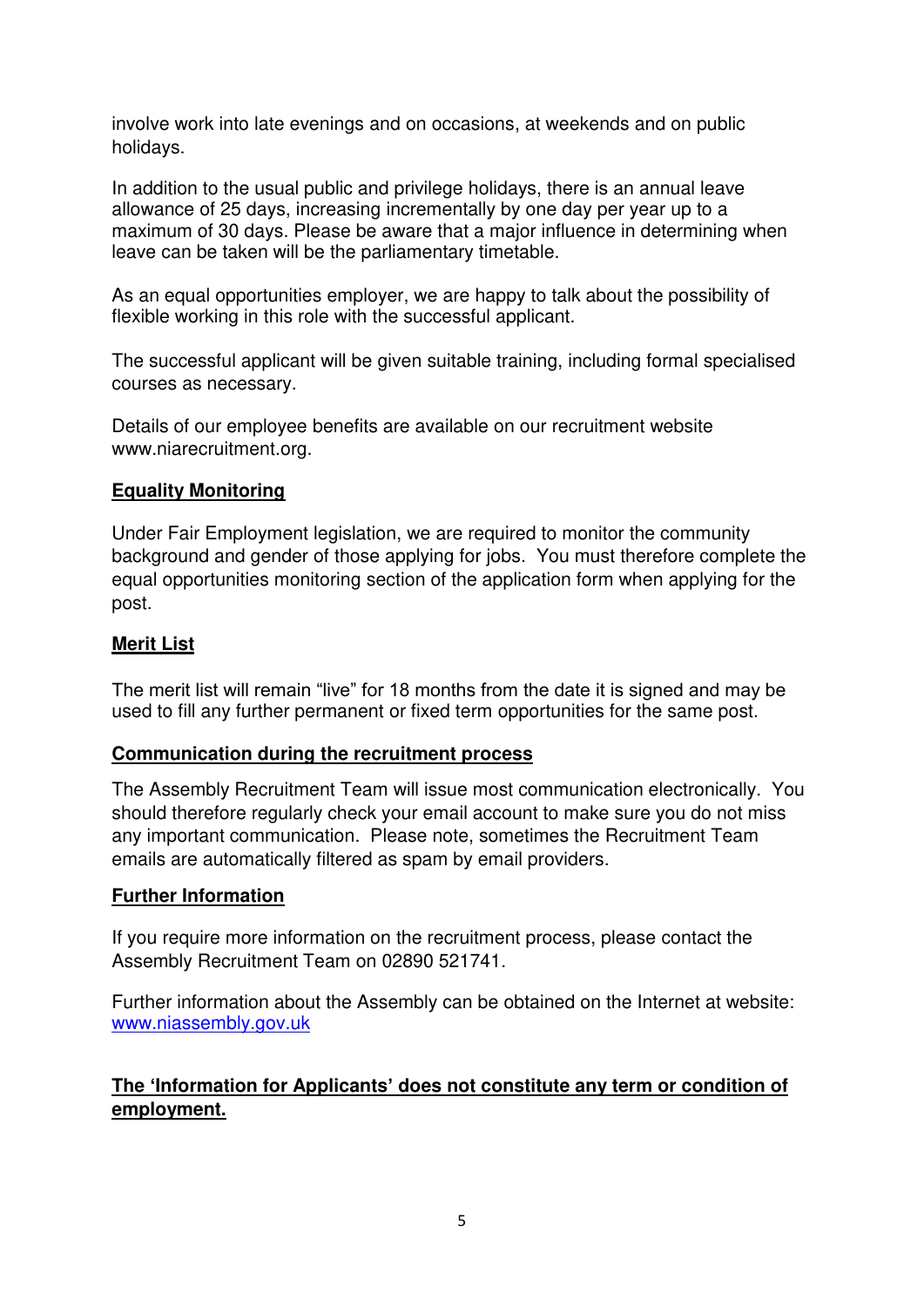involve work into late evenings and on occasions, at weekends and on public holidays.

In addition to the usual public and privilege holidays, there is an annual leave allowance of 25 days, increasing incrementally by one day per year up to a maximum of 30 days. Please be aware that a major influence in determining when leave can be taken will be the parliamentary timetable.

As an equal opportunities employer, we are happy to talk about the possibility of flexible working in this role with the successful applicant.

The successful applicant will be given suitable training, including formal specialised courses as necessary.

Details of our employee benefits are available on our recruitment website www.niarecruitment.org.

## Equality Monitoring

Under Fair Employment legislation, we are required to monitor the community background and gender of those applying for jobs. You must therefore complete the equal opportunities monitoring section of the application form when applying for the post.

## Merit List

The merit list will remain "live" for 18 months from the date it is signed and may be used to fill any further permanent or fixed term opportunities for the same post.

## Communication during the recruitment process

The Assembly Recruitment Team will issue most communication electronically. You should therefore regularly check your email account to make sure you do not miss any important communication. Please note, sometimes the Recruitment Team emails are automatically filtered as spam by email providers.

## Further Information

If you require more information on the recruitment process, please contact the Assembly Recruitment Team on 02890 521741.

Further information about the Assembly can be obtained on the Internet at website: [www.niassembly.gov.uk](http://www.niassembly.gov.uk)

**The 'Information for Applicants' does not constitute any term or condition of employment.**